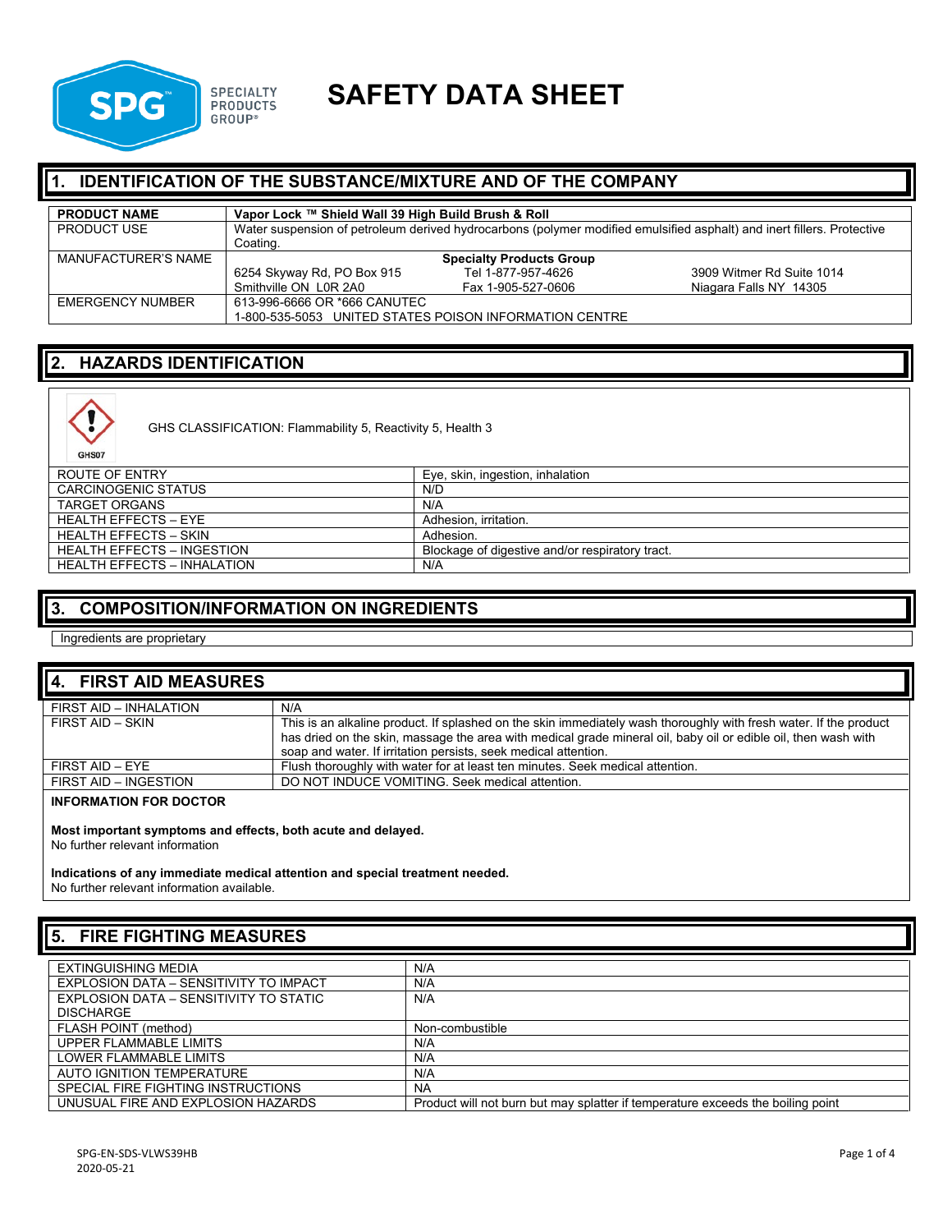# SAFETY DATA SHEET

## 1. IDENTIFICATION OF THE SUBSTANCE/MIXTURE AND OF THE COMPANY

| PRODUCT NAME | Vapor Lock ™ Shield Wall 39 High Build Brush & Roll |
|---|---|
| PRODUCT USE | Water suspension of petroleum derived hydrocarbons (polymer modified emulsified asphalt) and inert fillers. Protective Coating. |
| MANUFACTURER'S NAME | **Specialty Products Group**<br>6254 Skyway Rd, PO Box 915 Smithville ON L0R 2A0<br>Tel 1-877-957-4626 Fax 1-905-527-0606<br>3909 Witmer Rd Suite 1014 Niagara Falls NY 14305 |
| EMERGENCY NUMBER | 613-996-6666 OR *666 CANUTEC<br>1-800-535-5053 UNITED STATES POISON INFORMATION CENTRE |

## 2. HAZARDS IDENTIFICATION

GHS07

GHS CLASSIFICATION: Flammability 5, Reactivity 5, Health 3

| ROUTE OF ENTRY | Eye, skin, ingestion, inhalation |
|---|---|
| CARCINOGENIC STATUS | N/D |
| TARGET ORGANS | N/A |
| HEALTH EFFECTS – EYE | Adhesion, irritation. |
| HEALTH EFFECTS – SKIN | Adhesion. |
| HEALTH EFFECTS – INGESTION | Blockage of digestive and/or respiratory tract. |
| HEALTH EFFECTS – INHALATION | N/A |

## 3. COMPOSITION/INFORMATION ON INGREDIENTS

Ingredients are proprietary

## 4. FIRST AID MEASURES

| FIRST AID – INHALATION | N/A |
|---|---|
| FIRST AID – SKIN | This is an alkaline product. If splashed on the skin immediately wash thoroughly with fresh water. If the product has dried on the skin, massage the area with medical grade mineral oil, baby oil or edible oil, then wash with soap and water. If irritation persists, seek medical attention. |
| FIRST AID – EYE | Flush thoroughly with water for at least ten minutes. Seek medical attention. |
| FIRST AID – INGESTION | DO NOT INDUCE VOMITING. Seek medical attention. |

**INFORMATION FOR DOCTOR**

**Most important symptoms and effects, both acute and delayed.**
No further relevant information

**Indications of any immediate medical attention and special treatment needed.**
No further relevant information available.

## 5. FIRE FIGHTING MEASURES

| EXTINGUISHING MEDIA | N/A |
|---|---|
| EXPLOSION DATA – SENSITIVITY TO IMPACT | N/A |
| EXPLOSION DATA – SENSITIVITY TO STATIC DISCHARGE | N/A |
| FLASH POINT (method) | Non-combustible |
| UPPER FLAMMABLE LIMITS | N/A |
| LOWER FLAMMABLE LIMITS | N/A |
| AUTO IGNITION TEMPERATURE | N/A |
| SPECIAL FIRE FIGHTING INSTRUCTIONS | NA |
| UNUSUAL FIRE AND EXPLOSION HAZARDS | Product will not burn but may splatter if temperature exceeds the boiling point |

SPG-EN-SDS-VLWS39HB
2020-05-21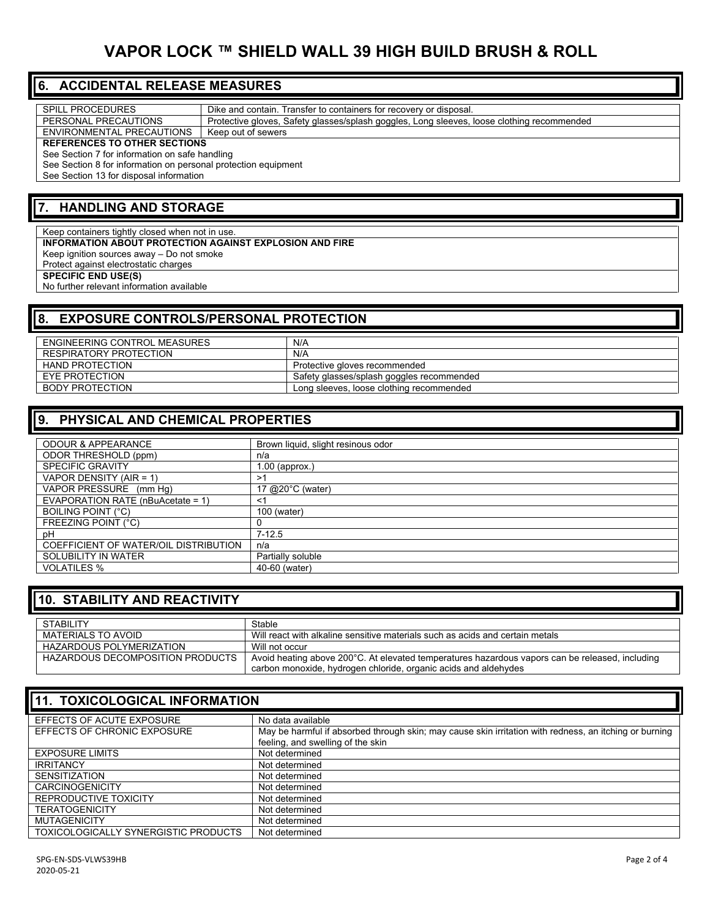# VAPOR LOCK ™ SHIELD WALL 39 HIGH BUILD BRUSH & ROLL

## 6. ACCIDENTAL RELEASE MEASURES

| | |
|---|---|
| SPILL PROCEDURES | Dike and contain. Transfer to containers for recovery or disposal. |
| PERSONAL PRECAUTIONS | Protective gloves, Safety glasses/splash goggles, Long sleeves, loose clothing recommended |
| ENVIRONMENTAL PRECAUTIONS | Keep out of sewers |

**REFERENCES TO OTHER SECTIONS**

See Section 7 for information on safe handling
See Section 8 for information on personal protection equipment
See Section 13 for disposal information

## 7. HANDLING AND STORAGE

Keep containers tightly closed when not in use.

**INFORMATION ABOUT PROTECTION AGAINST EXPLOSION AND FIRE**

Keep ignition sources away – Do not smoke
Protect against electrostatic charges

**SPECIFIC END USE(S)**

No further relevant information available

## 8. EXPOSURE CONTROLS/PERSONAL PROTECTION

| | |
|---|---|
| ENGINEERING CONTROL MEASURES | N/A |
| RESPIRATORY PROTECTION | N/A |
| HAND PROTECTION | Protective gloves recommended |
| EYE PROTECTION | Safety glasses/splash goggles recommended |
| BODY PROTECTION | Long sleeves, loose clothing recommended |

## 9. PHYSICAL AND CHEMICAL PROPERTIES

| | |
|---|---|
| ODOUR & APPEARANCE | Brown liquid, slight resinous odor |
| ODOR THRESHOLD (ppm) | n/a |
| SPECIFIC GRAVITY | 1.00 (approx.) |
| VAPOR DENSITY (AIR = 1) | >1 |
| VAPOR PRESSURE (mm Hg) | 17 @20°C (water) |
| EVAPORATION RATE (nBuAcetate = 1) | <1 |
| BOILING POINT (°C) | 100 (water) |
| FREEZING POINT (°C) | 0 |
| pH | 7-12.5 |
| COEFFICIENT OF WATER/OIL DISTRIBUTION | n/a |
| SOLUBILITY IN WATER | Partially soluble |
| VOLATILES % | 40-60 (water) |

## 10. STABILITY AND REACTIVITY

| | |
|---|---|
| STABILITY | Stable |
| MATERIALS TO AVOID | Will react with alkaline sensitive materials such as acids and certain metals |
| HAZARDOUS POLYMERIZATION | Will not occur |
| HAZARDOUS DECOMPOSITION PRODUCTS | Avoid heating above 200°C. At elevated temperatures hazardous vapors can be released, including carbon monoxide, hydrogen chloride, organic acids and aldehydes |

## 11. TOXICOLOGICAL INFORMATION

| | |
|---|---|
| EFFECTS OF ACUTE EXPOSURE | No data available |
| EFFECTS OF CHRONIC EXPOSURE | May be harmful if absorbed through skin; may cause skin irritation with redness, an itching or burning feeling, and swelling of the skin |
| EXPOSURE LIMITS | Not determined |
| IRRITANCY | Not determined |
| SENSITIZATION | Not determined |
| CARCINOGENICITY | Not determined |
| REPRODUCTIVE TOXICITY | Not determined |
| TERATOGENICITY | Not determined |
| MUTAGENICITY | Not determined |
| TOXICOLOGICALLY SYNERGISTIC PRODUCTS | Not determined |

SPG-EN-SDS-VLWS39HB
2020-05-21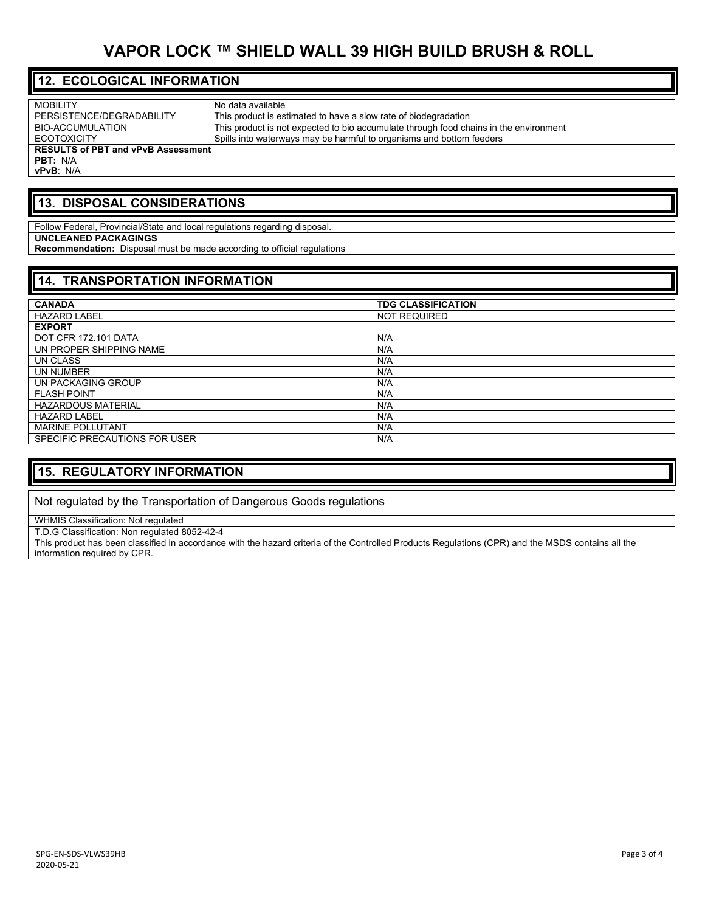## 12. ECOLOGICAL INFORMATION

| | |
|---|---|
| MOBILITY | No data available |
| PERSISTENCE/DEGRADABILITY | This product is estimated to have a slow rate of biodegradation |
| BIO-ACCUMULATION | This product is not expected to bio accumulate through food chains in the environment |
| ECOTOXICITY | Spills into waterways may be harmful to organisms and bottom feeders |

**RESULTS of PBT and vPvB Assessment**
**PBT:** N/A
**vPvB**: N/A

## 13. DISPOSAL CONSIDERATIONS

Follow Federal, Provincial/State and local regulations regarding disposal.

**UNCLEANED PACKAGINGS**
**Recommendation:** Disposal must be made according to official regulations

## 14. TRANSPORTATION INFORMATION

| **CANADA** | **TDG CLASSIFICATION** |
|---|---|
| HAZARD LABEL | NOT REQUIRED |
| **EXPORT** | |
| DOT CFR 172.101 DATA | N/A |
| UN PROPER SHIPPING NAME | N/A |
| UN CLASS | N/A |
| UN NUMBER | N/A |
| UN PACKAGING GROUP | N/A |
| FLASH POINT | N/A |
| HAZARDOUS MATERIAL | N/A |
| HAZARD LABEL | N/A |
| MARINE POLLUTANT | N/A |
| SPECIFIC PRECAUTIONS FOR USER | N/A |

## 15. REGULATORY INFORMATION

Not regulated by the Transportation of Dangerous Goods regulations

WHMIS Classification: Not regulated

T.D.G Classification: Non regulated 8052-42-4

This product has been classified in accordance with the hazard criteria of the Controlled Products Regulations (CPR) and the MSDS contains all the information required by CPR.

SPG-EN-SDS-VLWS39HB
2020-05-21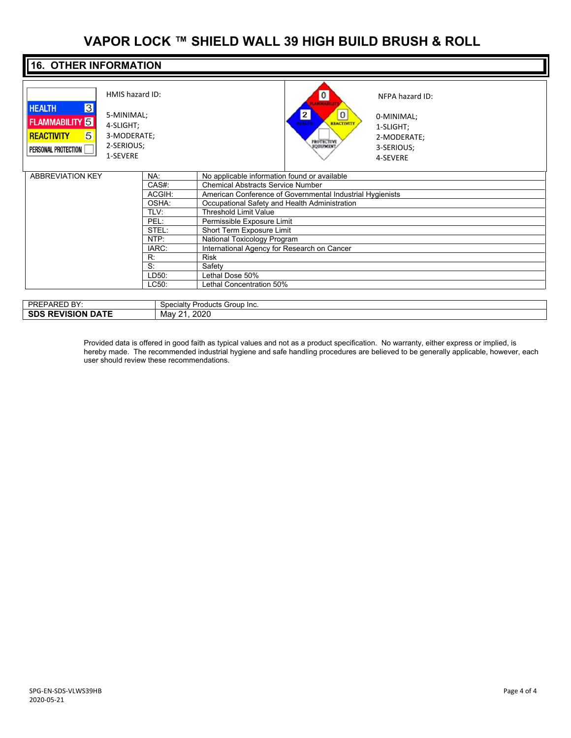# VAPOR LOCK ™ SHIELD WALL 39 HIGH BUILD BRUSH & ROLL

## 16. OTHER INFORMATION

| | |
|---|---|
| HEALTH | 3 |
| FLAMMABILITY | 5 |
| REACTIVITY | 5 |
| PERSONAL PROTECTION | |

HMIS hazard ID:

5-MINIMAL;
4-SLIGHT;
3-MODERATE;
2-SERIOUS;
1-SEVERE

FLAMMABILITY 0
HEALTH 2
REACTIVITY 0
PROTECTIVE EQUIPMENT

NFPA hazard ID:

0-MINIMAL;
1-SLIGHT;
2-MODERATE;
3-SERIOUS;
4-SEVERE

| | | |
|---|---|---|
| ABBREVIATION KEY | NA: | No applicable information found or available |
| | CAS#: | Chemical Abstracts Service Number |
| | ACGIH: | American Conference of Governmental Industrial Hygienists |
| | OSHA: | Occupational Safety and Health Administration |
| | TLV: | Threshold Limit Value |
| | PEL: | Permissible Exposure Limit |
| | STEL: | Short Term Exposure Limit |
| | NTP: | National Toxicology Program |
| | IARC: | International Agency for Research on Cancer |
| | R: | Risk |
| | S: | Safety |
| | LD50: | Lethal Dose 50% |
| | LC50: | Lethal Concentration 50% |

| | |
|---|---|
| PREPARED BY: | Specialty Products Group Inc. |
| **SDS REVISION DATE** | May 21, 2020 |

Provided data is offered in good faith as typical values and not as a product specification. No warranty, either express or implied, is hereby made. The recommended industrial hygiene and safe handling procedures are believed to be generally applicable, however, each user should review these recommendations.

SPG-EN-SDS-VLWS39HB
2020-05-21